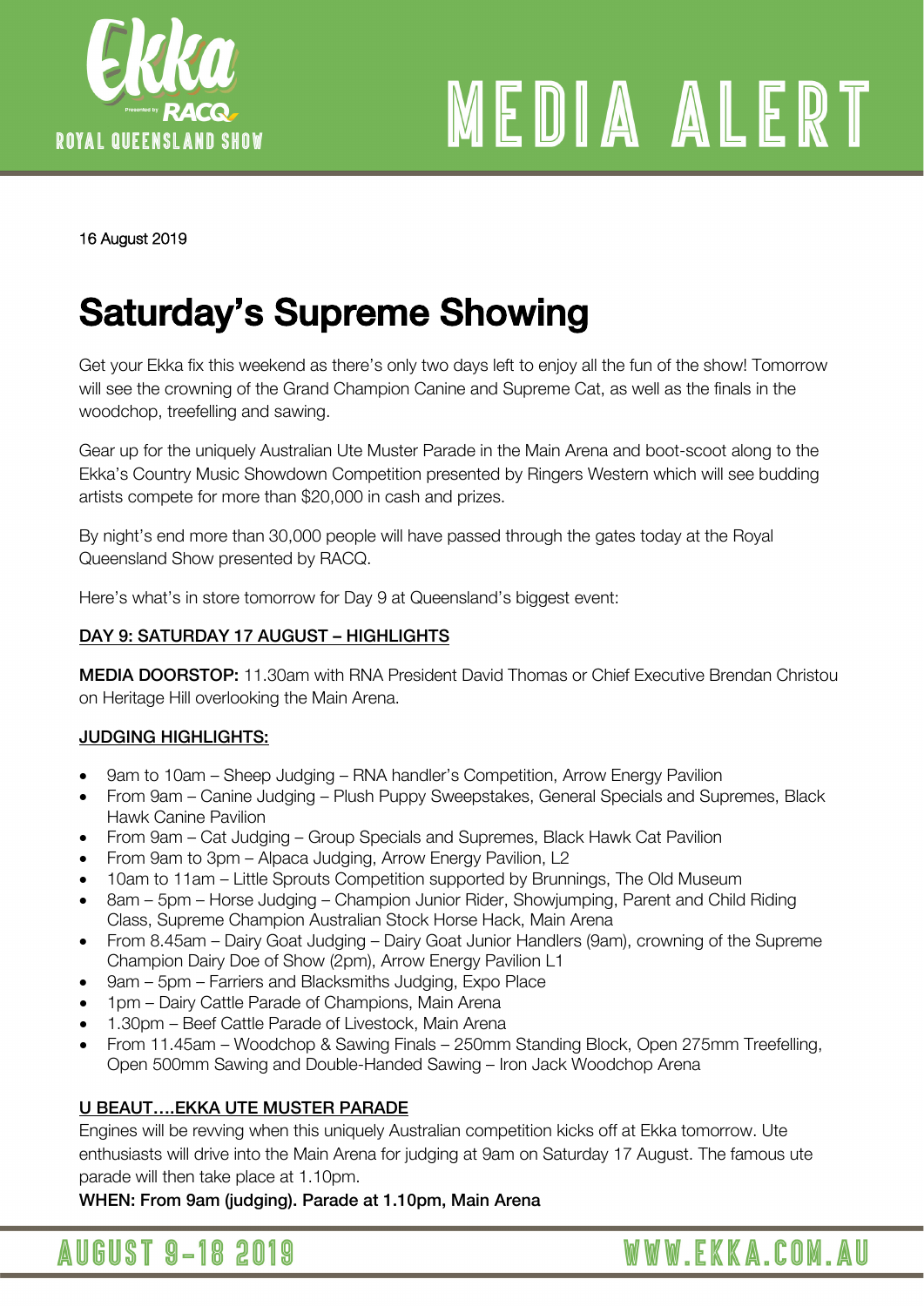# MEDIA ALERT

16 August 2019

# Saturday's Supreme Showing

Get your Ekka fix this weekend as there's only two days left to enjoy all the fun of the show! Tomorrow will see the crowning of the Grand Champion Canine and Supreme Cat, as well as the finals in the woodchop, treefelling and sawing.

Gear up for the uniquely Australian Ute Muster Parade in the Main Arena and boot-scoot along to the Ekka's Country Music Showdown Competition presented by Ringers Western which will see budding artists compete for more than $20,000 in cash and prizes.

By night's end more than 30,000 people will have passed through the gates today at the Royal Queensland Show presented by RACQ.

Here's what's in store tomorrow for Day 9 at Queensland's biggest event:

## DAY 9: SATURDAY 17 AUGUST – HIGHLIGHTS

**MEDIA DOORSTOP:** 11.30am with RNA President David Thomas or Chief Executive Brendan Christou on Heritage Hill overlooking the Main Arena.

### JUDGING HIGHLIGHTS:

- 9am to 10am – Sheep Judging – RNA handler's Competition, Arrow Energy Pavilion
- From 9am – Canine Judging – Plush Puppy Sweepstakes, General Specials and Supremes, Black Hawk Canine Pavilion
- From 9am – Cat Judging – Group Specials and Supremes, Black Hawk Cat Pavilion
- From 9am to 3pm – Alpaca Judging, Arrow Energy Pavilion, L2
- 10am to 11am – Little Sprouts Competition supported by Brunnings, The Old Museum
- 8am – 5pm – Horse Judging – Champion Junior Rider, Showjumping, Parent and Child Riding Class, Supreme Champion Australian Stock Horse Hack, Main Arena
- From 8.45am – Dairy Goat Judging – Dairy Goat Junior Handlers (9am), crowning of the Supreme Champion Dairy Doe of Show (2pm), Arrow Energy Pavilion L1
- 9am – 5pm – Farriers and Blacksmiths Judging, Expo Place
- 1pm – Dairy Cattle Parade of Champions, Main Arena
- 1.30pm – Beef Cattle Parade of Livestock, Main Arena
- From 11.45am – Woodchop & Sawing Finals – 250mm Standing Block, Open 275mm Treefelling, Open 500mm Sawing and Double-Handed Sawing – Iron Jack Woodchop Arena

### U BEAUT….EKKA UTE MUSTER PARADE

Engines will be revving when this uniquely Australian competition kicks off at Ekka tomorrow. Ute enthusiasts will drive into the Main Arena for judging at 9am on Saturday 17 August. The famous ute parade will then take place at 1.10pm.

**WHEN: From 9am (judging). Parade at 1.10pm, Main Arena**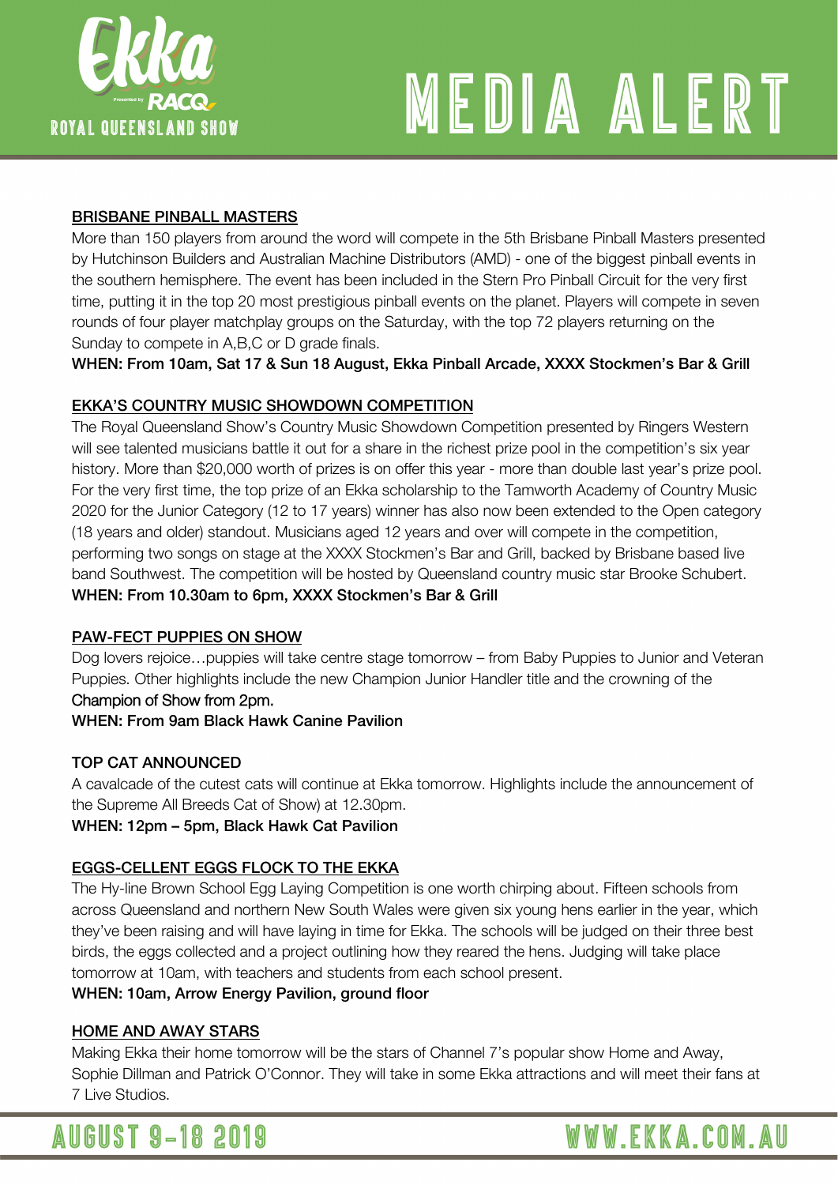## BRISBANE PINBALL MASTERS

More than 150 players from around the word will compete in the 5th Brisbane Pinball Masters presented by Hutchinson Builders and Australian Machine Distributors (AMD) - one of the biggest pinball events in the southern hemisphere. The event has been included in the Stern Pro Pinball Circuit for the very first time, putting it in the top 20 most prestigious pinball events on the planet. Players will compete in seven rounds of four player matchplay groups on the Saturday, with the top 72 players returning on the Sunday to compete in A,B,C or D grade finals.

**WHEN: From 10am, Sat 17 & Sun 18 August, Ekka Pinball Arcade, XXXX Stockmen's Bar & Grill**

## EKKA'S COUNTRY MUSIC SHOWDOWN COMPETITION

The Royal Queensland Show's Country Music Showdown Competition presented by Ringers Western will see talented musicians battle it out for a share in the richest prize pool in the competition's six year history. More than $20,000 worth of prizes is on offer this year - more than double last year's prize pool. For the very first time, the top prize of an Ekka scholarship to the Tamworth Academy of Country Music 2020 for the Junior Category (12 to 17 years) winner has also now been extended to the Open category (18 years and older) standout. Musicians aged 12 years and over will compete in the competition, performing two songs on stage at the XXXX Stockmen's Bar and Grill, backed by Brisbane based live band Southwest. The competition will be hosted by Queensland country music star Brooke Schubert.

**WHEN: From 10.30am to 6pm, XXXX Stockmen's Bar & Grill**

## PAW-FECT PUPPIES ON SHOW

Dog lovers rejoice…puppies will take centre stage tomorrow – from Baby Puppies to Junior and Veteran Puppies. Other highlights include the new Champion Junior Handler title and the crowning of the Champion of Show from 2pm.

**WHEN: From 9am Black Hawk Canine Pavilion**

## TOP CAT ANNOUNCED

A cavalcade of the cutest cats will continue at Ekka tomorrow. Highlights include the announcement of the Supreme All Breeds Cat of Show) at 12.30pm.

**WHEN: 12pm – 5pm, Black Hawk Cat Pavilion**

## EGGS-CELLENT EGGS FLOCK TO THE EKKA

The Hy-line Brown School Egg Laying Competition is one worth chirping about. Fifteen schools from across Queensland and northern New South Wales were given six young hens earlier in the year, which they've been raising and will have laying in time for Ekka. The schools will be judged on their three best birds, the eggs collected and a project outlining how they reared the hens. Judging will take place tomorrow at 10am, with teachers and students from each school present.

**WHEN: 10am, Arrow Energy Pavilion, ground floor**

## HOME AND AWAY STARS

Making Ekka their home tomorrow will be the stars of Channel 7's popular show Home and Away, Sophie Dillman and Patrick O'Connor. They will take in some Ekka attractions and will meet their fans at 7 Live Studios.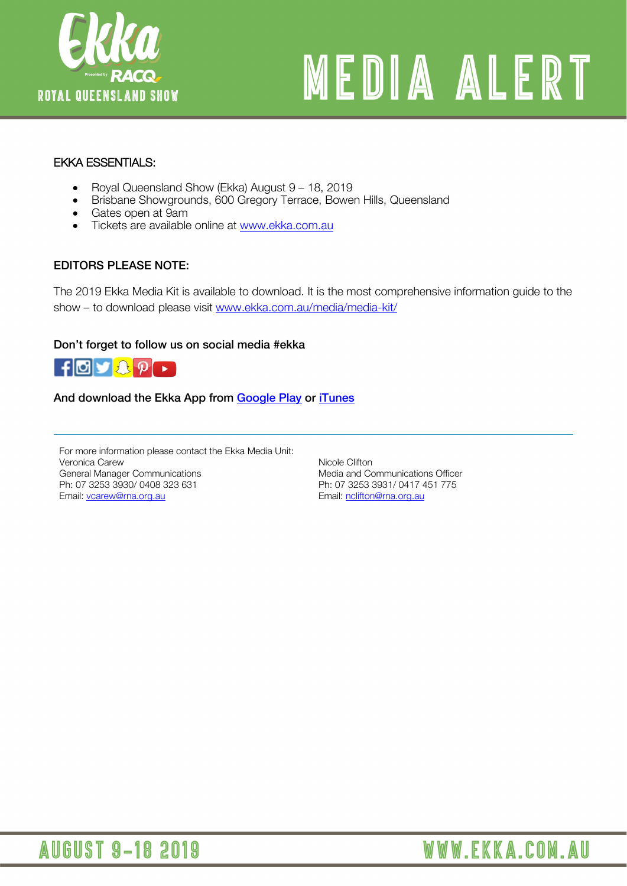EKKA ESSENTIALS:

- Royal Queensland Show (Ekka) August 9 – 18, 2019
- Brisbane Showgrounds, 600 Gregory Terrace, Bowen Hills, Queensland
- Gates open at 9am
- Tickets are available online at www.ekka.com.au

**EDITORS PLEASE NOTE:**

The 2019 Ekka Media Kit is available to download. It is the most comprehensive information guide to the show – to download please visit www.ekka.com.au/media/media-kit/

**Don't forget to follow us on social media #ekka**

**And download the Ekka App from Google Play or iTunes**

---

For more information please contact the Ekka Media Unit:

Veronica Carew
General Manager Communications
Ph: 07 3253 3930/ 0408 323 631
Email: vcarew@rna.org.au

Nicole Clifton
Media and Communications Officer
Ph: 07 3253 3931/ 0417 451 775
Email: nclifton@rna.org.au